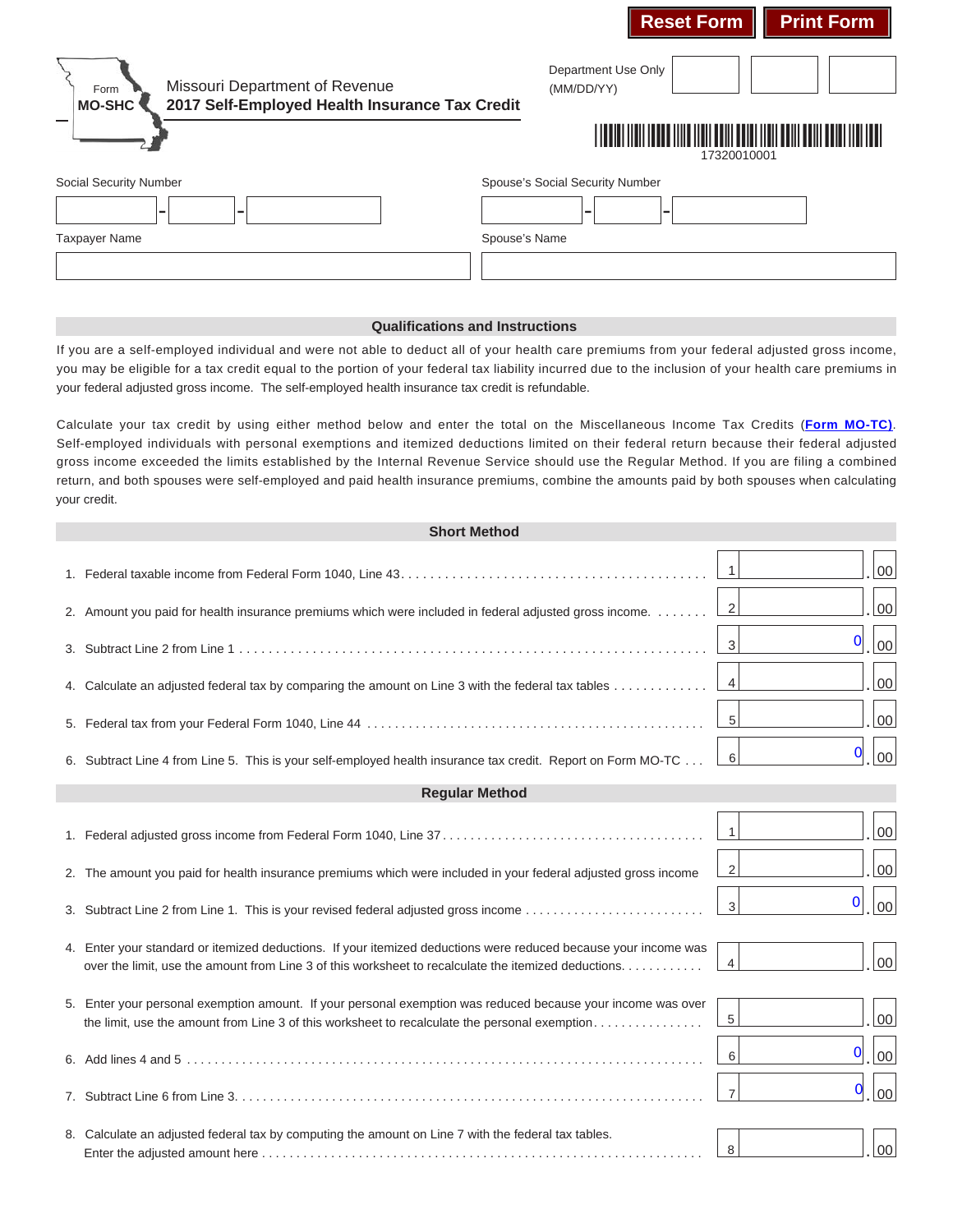Reset Form Print Form

Form **MO-SHC**

Missouri Department of Revenue
**2017 Self-Employed Health Insurance Tax Credit**

Department Use Only (MM/DD/YY)

17320010001

| Social Security Number | Spouse's Social Security Number |
|---|---|
| \_\_\_ - \_\_ - \_\_\_\_ | \_\_\_ - \_\_ - \_\_\_\_ |
| Taxpayer Name | Spouse's Name |
| | |

## Qualifications and Instructions

If you are a self-employed individual and were not able to deduct all of your health care premiums from your federal adjusted gross income, you may be eligible for a tax credit equal to the portion of your federal tax liability incurred due to the inclusion of your health care premiums in your federal adjusted gross income. The self-employed health insurance tax credit is refundable.

Calculate your tax credit by using either method below and enter the total on the Miscellaneous Income Tax Credits (**Form MO-TC**). Self-employed individuals with personal exemptions and itemized deductions limited on their federal return because their federal adjusted gross income exceeded the limits established by the Internal Revenue Service should use the Regular Method. If you are filing a combined return, and both spouses were self-employed and paid health insurance premiums, combine the amounts paid by both spouses when calculating your credit.

## Short Method

| Line | Description | | Amount |
|---|---|---|---|
| 1. | Federal taxable income from Federal Form 1040, Line 43 | 1 | .00 |
| 2. | Amount you paid for health insurance premiums which were included in federal adjusted gross income. | 2 | .00 |
| 3. | Subtract Line 2 from Line 1 | 3 | 0.00 |
| 4. | Calculate an adjusted federal tax by comparing the amount on Line 3 with the federal tax tables | 4 | .00 |
| 5. | Federal tax from your Federal Form 1040, Line 44 | 5 | .00 |
| 6. | Subtract Line 4 from Line 5. This is your self-employed health insurance tax credit. Report on Form MO-TC | 6 | 0.00 |

## Regular Method

| Line | Description | | Amount |
|---|---|---|---|
| 1. | Federal adjusted gross income from Federal Form 1040, Line 37 | 1 | .00 |
| 2. | The amount you paid for health insurance premiums which were included in your federal adjusted gross income | 2 | .00 |
| 3. | Subtract Line 2 from Line 1. This is your revised federal adjusted gross income | 3 | 0.00 |
| 4. | Enter your standard or itemized deductions. If your itemized deductions were reduced because your income was over the limit, use the amount from Line 3 of this worksheet to recalculate the itemized deductions. | 4 | .00 |
| 5. | Enter your personal exemption amount. If your personal exemption was reduced because your income was over the limit, use the amount from Line 3 of this worksheet to recalculate the personal exemption. | 5 | .00 |
| 6. | Add lines 4 and 5 | 6 | 0.00 |
| 7. | Subtract Line 6 from Line 3. | 7 | 0.00 |
| 8. | Calculate an adjusted federal tax by computing the amount on Line 7 with the federal tax tables. Enter the adjusted amount here | 8 | .00 |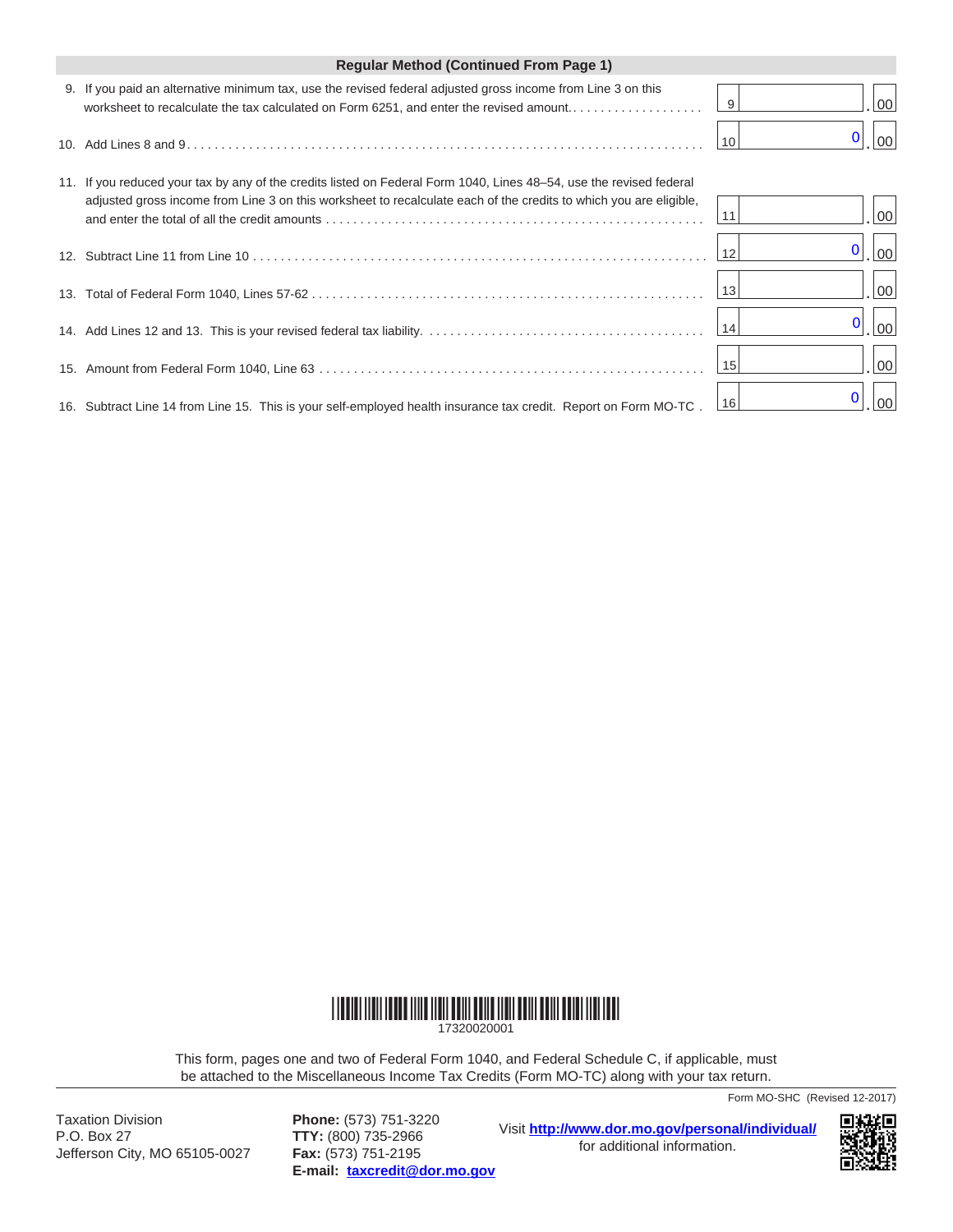## Regular Method (Continued From Page 1)

| | | |
|---|---|---|
| 9. If you paid an alternative minimum tax, use the revised federal adjusted gross income from Line 3 on this worksheet to recalculate the tax calculated on Form 6251, and enter the revised amount. | 9 | .00 |
| 10. Add Lines 8 and 9 | 10 | 0.00 |
| 11. If you reduced your tax by any of the credits listed on Federal Form 1040, Lines 48–54, use the revised federal adjusted gross income from Line 3 on this worksheet to recalculate each of the credits to which you are eligible, and enter the total of all the credit amounts | 11 | .00 |
| 12. Subtract Line 11 from Line 10 | 12 | 0.00 |
| 13. Total of Federal Form 1040, Lines 57-62 | 13 | .00 |
| 14. Add Lines 12 and 13. This is your revised federal tax liability. | 14 | 0.00 |
| 15. Amount from Federal Form 1040, Line 63 | 15 | .00 |
| 16. Subtract Line 14 from Line 15. This is your self-employed health insurance tax credit. Report on Form MO-TC | 16 | 0.00 |

17320020001

This form, pages one and two of Federal Form 1040, and Federal Schedule C, if applicable, must be attached to the Miscellaneous Income Tax Credits (Form MO-TC) along with your tax return.

Form MO-SHC (Revised 12-2017)

Taxation Division
P.O. Box 27
Jefferson City, MO 65105-0027

**Phone:** (573) 751-3220
**TTY:** (800) 735-2966
**Fax:** (573) 751-2195
**E-mail:** taxcredit@dor.mo.gov

Visit **http://www.dor.mo.gov/personal/individual/** for additional information.